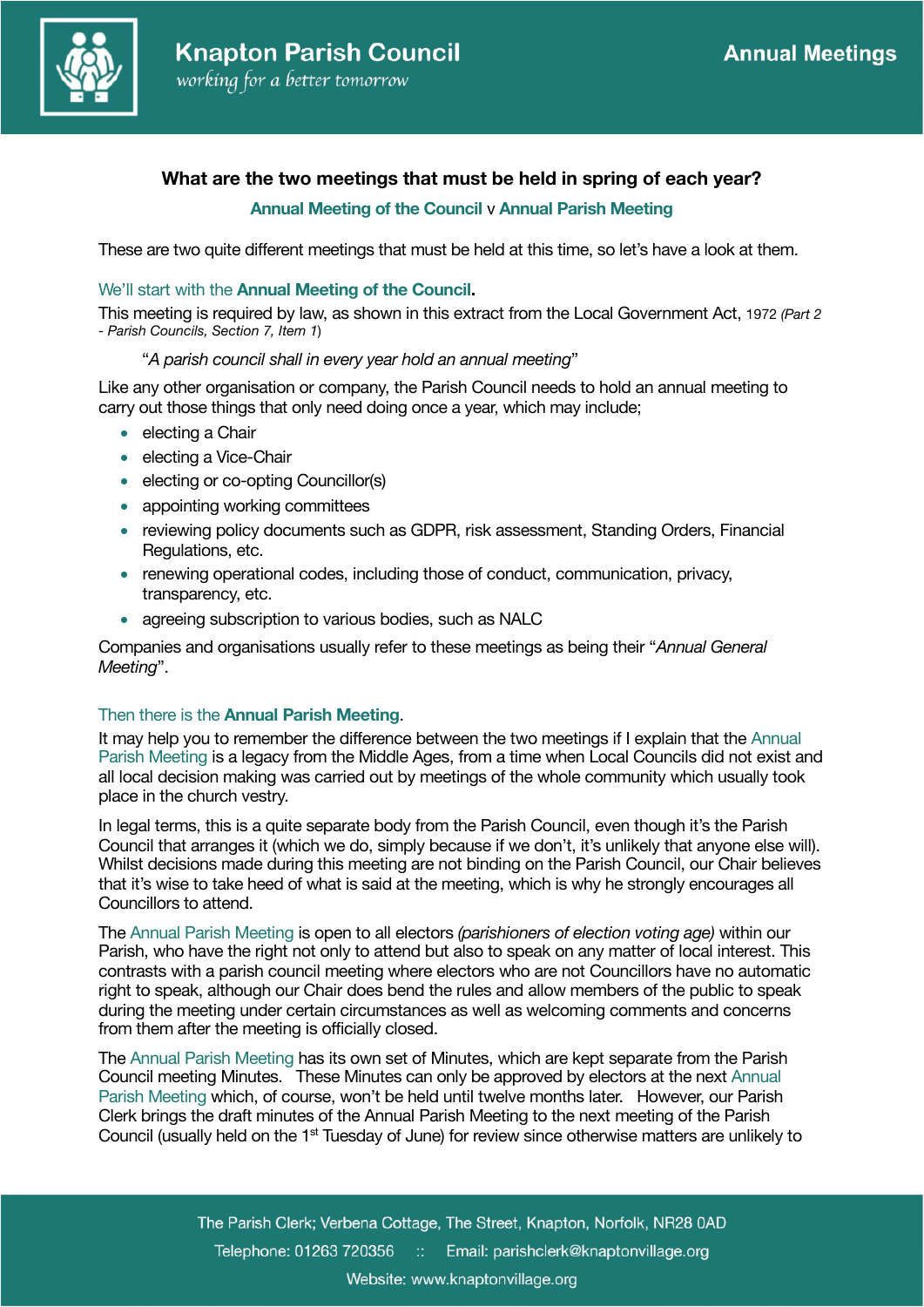## What are the two meetings that must be held in spring of each year?

**Annual Meeting of the Council** v **Annual Parish Meeting**

These are two quite different meetings that must be held at this time, so let's have a look at them.

### We'll start with the **Annual Meeting of the Council**.

This meeting is required by law, as shown in this extract from the Local Government Act, 1972 *(Part 2 - Parish Councils, Section 7, Item 1)*

> "*A parish council shall in every year hold an annual meeting*"

Like any other organisation or company, the Parish Council needs to hold an annual meeting to carry out those things that only need doing once a year, which may include;

- electing a Chair
- electing a Vice-Chair
- electing or co-opting Councillor(s)
- appointing working committees
- reviewing policy documents such as GDPR, risk assessment, Standing Orders, Financial Regulations, etc.
- renewing operational codes, including those of conduct, communication, privacy, transparency, etc.
- agreeing subscription to various bodies, such as NALC

Companies and organisations usually refer to these meetings as being their "*Annual General Meeting*".

### Then there is the **Annual Parish Meeting**.

It may help you to remember the difference between the two meetings if I explain that the Annual Parish Meeting is a legacy from the Middle Ages, from a time when Local Councils did not exist and all local decision making was carried out by meetings of the whole community which usually took place in the church vestry.

In legal terms, this is a quite separate body from the Parish Council, even though it's the Parish Council that arranges it (which we do, simply because if we don't, it's unlikely that anyone else will). Whilst decisions made during this meeting are not binding on the Parish Council, our Chair believes that it's wise to take heed of what is said at the meeting, which is why he strongly encourages all Councillors to attend.

The Annual Parish Meeting is open to all electors *(parishioners of election voting age)* within our Parish, who have the right not only to attend but also to speak on any matter of local interest. This contrasts with a parish council meeting where electors who are not Councillors have no automatic right to speak, although our Chair does bend the rules and allow members of the public to speak during the meeting under certain circumstances as well as welcoming comments and concerns from them after the meeting is officially closed.

The Annual Parish Meeting has its own set of Minutes, which are kept separate from the Parish Council meeting Minutes. These Minutes can only be approved by electors at the next Annual Parish Meeting which, of course, won't be held until twelve months later. However, our Parish Clerk brings the draft minutes of the Annual Parish Meeting to the next meeting of the Parish Council (usually held on the 1st Tuesday of June) for review since otherwise matters are unlikely to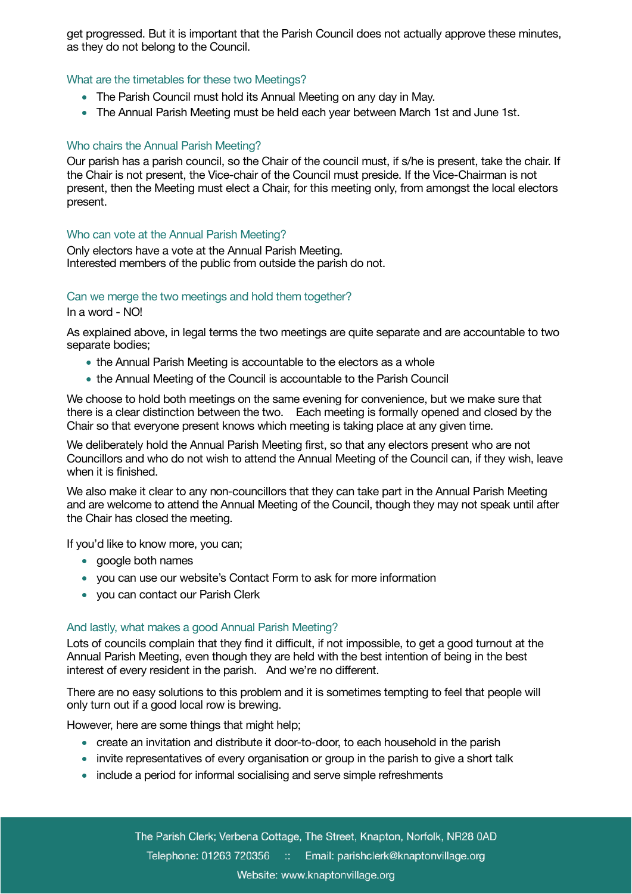get progressed. But it is important that the Parish Council does not actually approve these minutes, as they do not belong to the Council.

### What are the timetables for these two Meetings?

- The Parish Council must hold its Annual Meeting on any day in May.
- The Annual Parish Meeting must be held each year between March 1st and June 1st.

### Who chairs the Annual Parish Meeting?

Our parish has a parish council, so the Chair of the council must, if s/he is present, take the chair. If the Chair is not present, the Vice-chair of the Council must preside. If the Vice-Chairman is not present, then the Meeting must elect a Chair, for this meeting only, from amongst the local electors present.

### Who can vote at the Annual Parish Meeting?

Only electors have a vote at the Annual Parish Meeting.
Interested members of the public from outside the parish do not.

### Can we merge the two meetings and hold them together?

In a word - NO!

As explained above, in legal terms the two meetings are quite separate and are accountable to two separate bodies;

- the Annual Parish Meeting is accountable to the electors as a whole
- the Annual Meeting of the Council is accountable to the Parish Council

We choose to hold both meetings on the same evening for convenience, but we make sure that there is a clear distinction between the two. Each meeting is formally opened and closed by the Chair so that everyone present knows which meeting is taking place at any given time.

We deliberately hold the Annual Parish Meeting first, so that any electors present who are not Councillors and who do not wish to attend the Annual Meeting of the Council can, if they wish, leave when it is finished.

We also make it clear to any non-councillors that they can take part in the Annual Parish Meeting and are welcome to attend the Annual Meeting of the Council, though they may not speak until after the Chair has closed the meeting.

If you'd like to know more, you can;

- google both names
- you can use our website's Contact Form to ask for more information
- you can contact our Parish Clerk

### And lastly, what makes a good Annual Parish Meeting?

Lots of councils complain that they find it difficult, if not impossible, to get a good turnout at the Annual Parish Meeting, even though they are held with the best intention of being in the best interest of every resident in the parish. And we're no different.

There are no easy solutions to this problem and it is sometimes tempting to feel that people will only turn out if a good local row is brewing.

However, here are some things that might help;

- create an invitation and distribute it door-to-door, to each household in the parish
- invite representatives of every organisation or group in the parish to give a short talk
- include a period for informal socialising and serve simple refreshments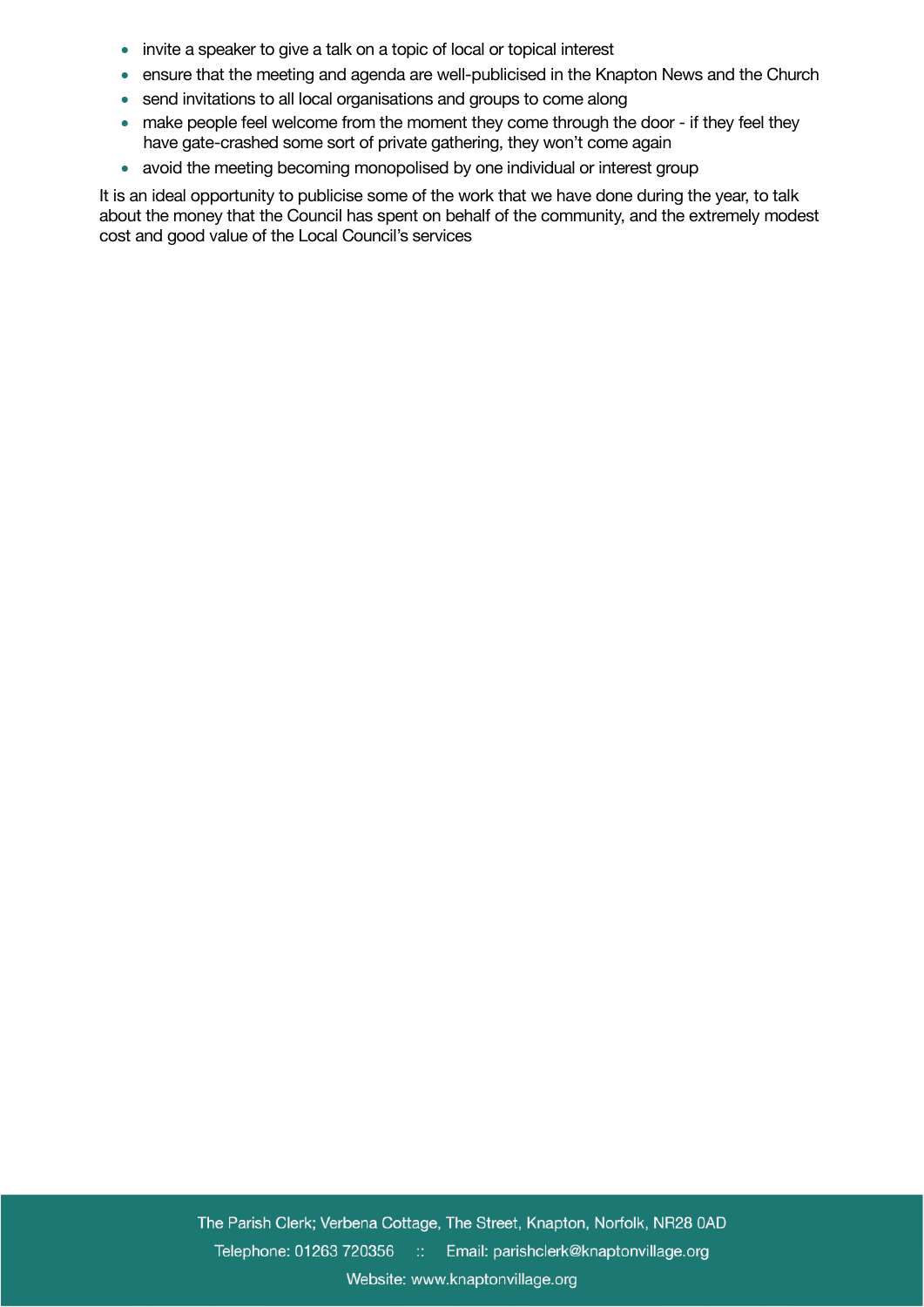- invite a speaker to give a talk on a topic of local or topical interest
- ensure that the meeting and agenda are well-publicised in the Knapton News and the Church
- send invitations to all local organisations and groups to come along
- make people feel welcome from the moment they come through the door - if they feel they have gate-crashed some sort of private gathering, they won't come again
- avoid the meeting becoming monopolised by one individual or interest group

It is an ideal opportunity to publicise some of the work that we have done during the year, to talk about the money that the Council has spent on behalf of the community, and the extremely modest cost and good value of the Local Council's services